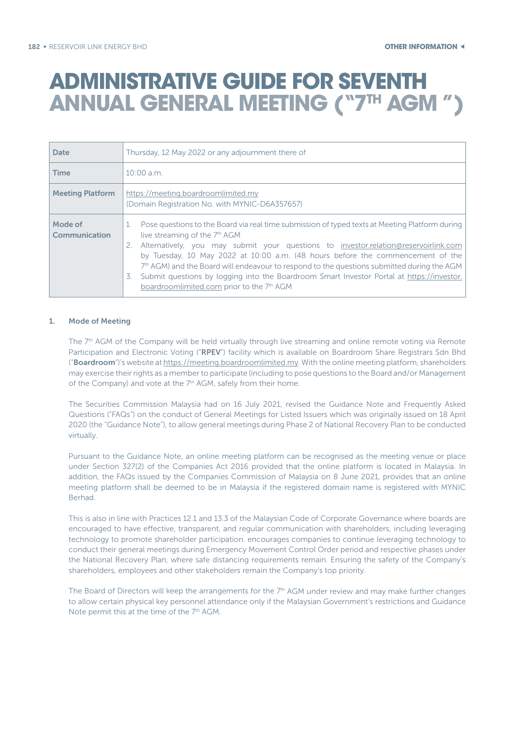# ADMINISTRATIVE GUIDE FOR SEVENTH ANNUAL GENERAL MEETING ("7TH AGM")

| Date | Thursday, 12 May 2022 or any adjournment there of |
|---|---|
| Time | 10:00 a.m. |
| Meeting Platform | https://meeting.boardroomlimited.my<br>(Domain Registration No. with MYNIC-D6A357657) |
| Mode of Communication | 1. Pose questions to the Board via real time submission of typed texts at Meeting Platform during live streaming of the 7th AGM<br>2. Alternatively, you may submit your questions to investor.relation@reservoirlink.com by Tuesday, 10 May 2022 at 10:00 a.m. (48 hours before the commencement of the 7th AGM) and the Board will endeavour to respond to the questions submitted during the AGM<br>3. Submit questions by logging into the Boardroom Smart Investor Portal at https://investor.boardroomlimited.com prior to the 7th AGM |

## 1. Mode of Meeting

The 7th AGM of the Company will be held virtually through live streaming and online remote voting via Remote Participation and Electronic Voting ("**RPEV**") facility which is available on Boardroom Share Registrars Sdn Bhd ("**Boardroom**")'s website at https://meeting.boardroomlimited.my. With the online meeting platform, shareholders may exercise their rights as a member to participate (including to pose questions to the Board and/or Management of the Company) and vote at the 7th AGM, safely from their home.

The Securities Commission Malaysia had on 16 July 2021, revised the Guidance Note and Frequently Asked Questions ("FAQs") on the conduct of General Meetings for Listed Issuers which was originally issued on 18 April 2020 (the "Guidance Note"), to allow general meetings during Phase 2 of National Recovery Plan to be conducted virtually.

Pursuant to the Guidance Note, an online meeting platform can be recognised as the meeting venue or place under Section 327(2) of the Companies Act 2016 provided that the online platform is located in Malaysia. In addition, the FAQs issued by the Companies Commission of Malaysia on 8 June 2021, provides that an online meeting platform shall be deemed to be in Malaysia if the registered domain name is registered with MYNIC Berhad.

This is also in line with Practices 12.1 and 13.3 of the Malaysian Code of Corporate Governance where boards are encouraged to have effective, transparent, and regular communication with shareholders, including leveraging technology to promote shareholder participation. encourages companies to continue leveraging technology to conduct their general meetings during Emergency Movement Control Order period and respective phases under the National Recovery Plan, where safe distancing requirements remain. Ensuring the safety of the Company's shareholders, employees and other stakeholders remain the Company's top priority.

The Board of Directors will keep the arrangements for the 7th AGM under review and may make further changes to allow certain physical key personnel attendance only if the Malaysian Government's restrictions and Guidance Note permit this at the time of the 7th AGM.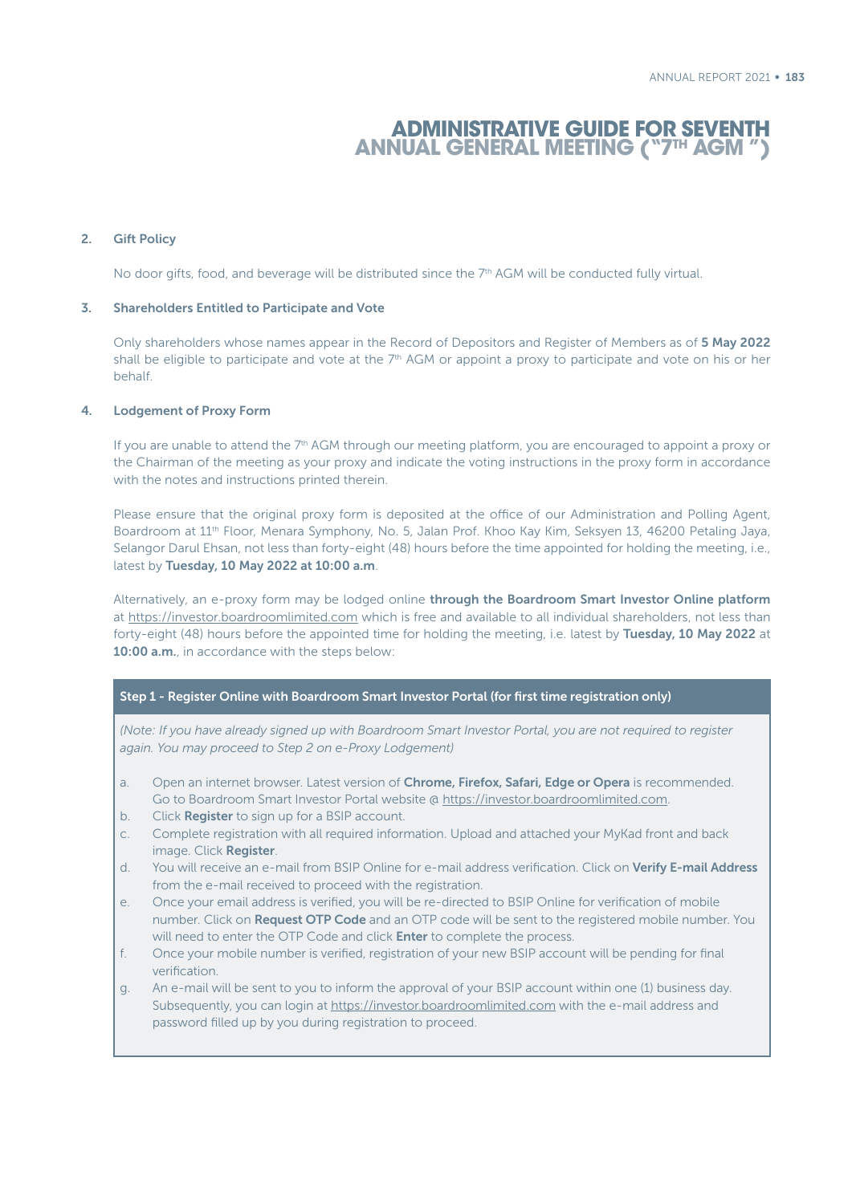# ADMINISTRATIVE GUIDE FOR SEVENTH ANNUAL GENERAL MEETING ("7TH AGM")

2. **Gift Policy**

   No door gifts, food, and beverage will be distributed since the 7th AGM will be conducted fully virtual.

3. **Shareholders Entitled to Participate and Vote**

   Only shareholders whose names appear in the Record of Depositors and Register of Members as of **5 May 2022** shall be eligible to participate and vote at the 7th AGM or appoint a proxy to participate and vote on his or her behalf.

4. **Lodgement of Proxy Form**

   If you are unable to attend the 7th AGM through our meeting platform, you are encouraged to appoint a proxy or the Chairman of the meeting as your proxy and indicate the voting instructions in the proxy form in accordance with the notes and instructions printed therein.

   Please ensure that the original proxy form is deposited at the office of our Administration and Polling Agent, Boardroom at 11th Floor, Menara Symphony, No. 5, Jalan Prof. Khoo Kay Kim, Seksyen 13, 46200 Petaling Jaya, Selangor Darul Ehsan, not less than forty-eight (48) hours before the time appointed for holding the meeting, i.e., latest by **Tuesday, 10 May 2022 at 10:00 a.m**.

   Alternatively, an e-proxy form may be lodged online **through the Boardroom Smart Investor Online platform** at https://investor.boardroomlimited.com which is free and available to all individual shareholders, not less than forty-eight (48) hours before the appointed time for holding the meeting, i.e. latest by **Tuesday, 10 May 2022** at **10:00 a.m.**, in accordance with the steps below:

**Step 1 - Register Online with Boardroom Smart Investor Portal (for first time registration only)**

*(Note: If you have already signed up with Boardroom Smart Investor Portal, you are not required to register again. You may proceed to Step 2 on e-Proxy Lodgement)*

a. Open an internet browser. Latest version of **Chrome, Firefox, Safari, Edge or Opera** is recommended. Go to Boardroom Smart Investor Portal website @ https://investor.boardroomlimited.com.
b. Click **Register** to sign up for a BSIP account.
c. Complete registration with all required information. Upload and attached your MyKad front and back image. Click **Register**.
d. You will receive an e-mail from BSIP Online for e-mail address verification. Click on **Verify E-mail Address** from the e-mail received to proceed with the registration.
e. Once your email address is verified, you will be re-directed to BSIP Online for verification of mobile number. Click on **Request OTP Code** and an OTP code will be sent to the registered mobile number. You will need to enter the OTP Code and click **Enter** to complete the process.
f. Once your mobile number is verified, registration of your new BSIP account will be pending for final verification.
g. An e-mail will be sent to you to inform the approval of your BSIP account within one (1) business day. Subsequently, you can login at https://investor.boardroomlimited.com with the e-mail address and password filled up by you during registration to proceed.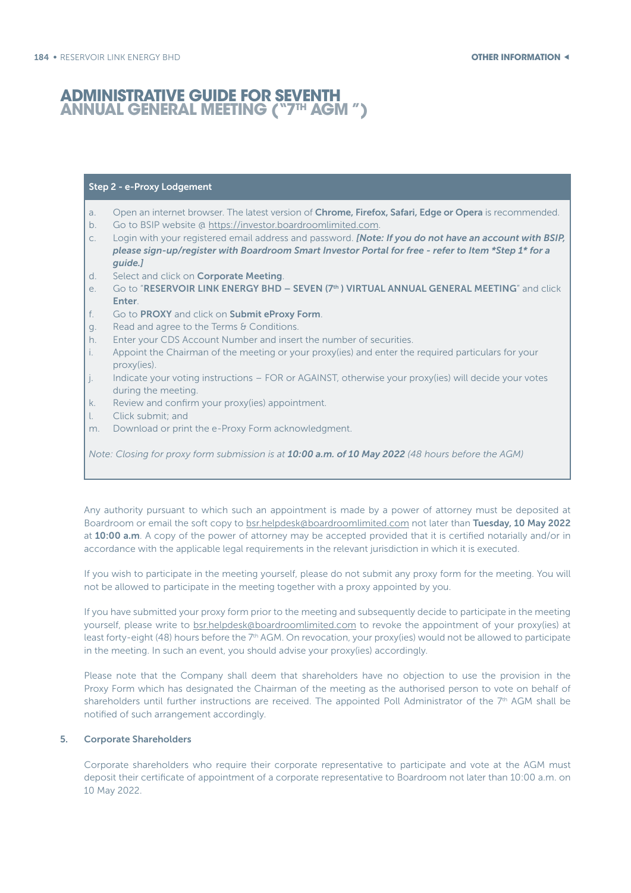# ADMINISTRATIVE GUIDE FOR SEVENTH ANNUAL GENERAL MEETING ("7TH AGM")

**Step 2 - e-Proxy Lodgement**

a. Open an internet browser. The latest version of **Chrome, Firefox, Safari, Edge or Opera** is recommended.
b. Go to BSIP website @ https://investor.boardroomlimited.com.
c. Login with your registered email address and password. ***[Note: If you do not have an account with BSIP, please sign-up/register with Boardroom Smart Investor Portal for free - refer to Item *Step 1* for a guide.]***
d. Select and click on **Corporate Meeting**.
e. Go to "**RESERVOIR LINK ENERGY BHD – SEVEN (7th) VIRTUAL ANNUAL GENERAL MEETING**" and click **Enter**.
f. Go to **PROXY** and click on **Submit eProxy Form**.
g. Read and agree to the Terms & Conditions.
h. Enter your CDS Account Number and insert the number of securities.
i. Appoint the Chairman of the meeting or your proxy(ies) and enter the required particulars for your proxy(ies).
j. Indicate your voting instructions – FOR or AGAINST, otherwise your proxy(ies) will decide your votes during the meeting.
k. Review and confirm your proxy(ies) appointment.
l. Click submit; and
m. Download or print the e-Proxy Form acknowledgment.

*Note: Closing for proxy form submission is at **10:00 a.m. of 10 May 2022** (48 hours before the AGM)*

Any authority pursuant to which such an appointment is made by a power of attorney must be deposited at Boardroom or email the soft copy to bsr.helpdesk@boardroomlimited.com not later than **Tuesday, 10 May 2022** at **10:00 a.m**. A copy of the power of attorney may be accepted provided that it is certified notarially and/or in accordance with the applicable legal requirements in the relevant jurisdiction in which it is executed.

If you wish to participate in the meeting yourself, please do not submit any proxy form for the meeting. You will not be allowed to participate in the meeting together with a proxy appointed by you.

If you have submitted your proxy form prior to the meeting and subsequently decide to participate in the meeting yourself, please write to bsr.helpdesk@boardroomlimited.com to revoke the appointment of your proxy(ies) at least forty-eight (48) hours before the 7th AGM. On revocation, your proxy(ies) would not be allowed to participate in the meeting. In such an event, you should advise your proxy(ies) accordingly.

Please note that the Company shall deem that shareholders have no objection to use the provision in the Proxy Form which has designated the Chairman of the meeting as the authorised person to vote on behalf of shareholders until further instructions are received. The appointed Poll Administrator of the 7th AGM shall be notified of such arrangement accordingly.

**5. Corporate Shareholders**

Corporate shareholders who require their corporate representative to participate and vote at the AGM must deposit their certificate of appointment of a corporate representative to Boardroom not later than 10:00 a.m. on 10 May 2022.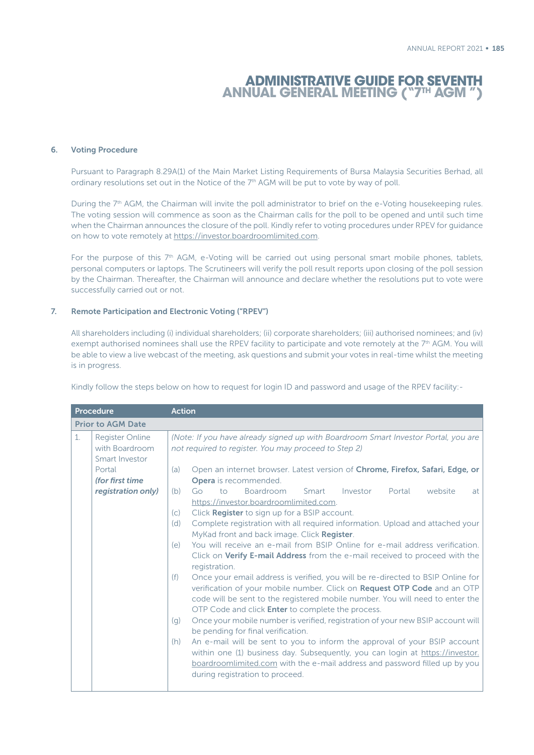# ADMINISTRATIVE GUIDE FOR SEVENTH ANNUAL GENERAL MEETING ("7TH AGM")

## 6. Voting Procedure

Pursuant to Paragraph 8.29A(1) of the Main Market Listing Requirements of Bursa Malaysia Securities Berhad, all ordinary resolutions set out in the Notice of the 7th AGM will be put to vote by way of poll.

During the 7th AGM, the Chairman will invite the poll administrator to brief on the e-Voting housekeeping rules. The voting session will commence as soon as the Chairman calls for the poll to be opened and until such time when the Chairman announces the closure of the poll. Kindly refer to voting procedures under RPEV for guidance on how to vote remotely at https://investor.boardroomlimited.com.

For the purpose of this 7th AGM, e-Voting will be carried out using personal smart mobile phones, tablets, personal computers or laptops. The Scrutineers will verify the poll result reports upon closing of the poll session by the Chairman. Thereafter, the Chairman will announce and declare whether the resolutions put to vote were successfully carried out or not.

## 7. Remote Participation and Electronic Voting ("RPEV")

All shareholders including (i) individual shareholders; (ii) corporate shareholders; (iii) authorised nominees; and (iv) exempt authorised nominees shall use the RPEV facility to participate and vote remotely at the 7th AGM. You will be able to view a live webcast of the meeting, ask questions and submit your votes in real-time whilst the meeting is in progress.

Kindly follow the steps below on how to request for login ID and password and usage of the RPEV facility:-

| | Procedure | Action |
|---|---|---|
| **Prior to AGM Date** | | |
| 1. | Register Online with Boardroom Smart Investor Portal ***(for first time registration only)*** | *(Note: If you have already signed up with Boardroom Smart Investor Portal, you are not required to register. You may proceed to Step 2)*<br>(a) Open an internet browser. Latest version of **Chrome, Firefox, Safari, Edge, or Opera** is recommended.<br>(b) Go to Boardroom Smart Investor Portal website at https://investor.boardroomlimited.com.<br>(c) Click **Register** to sign up for a BSIP account.<br>(d) Complete registration with all required information. Upload and attached your MyKad front and back image. Click **Register**.<br>(e) You will receive an e-mail from BSIP Online for e-mail address verification. Click on **Verify E-mail Address** from the e-mail received to proceed with the registration.<br>(f) Once your email address is verified, you will be re-directed to BSIP Online for verification of your mobile number. Click on **Request OTP Code** and an OTP code will be sent to the registered mobile number. You will need to enter the OTP Code and click **Enter** to complete the process.<br>(g) Once your mobile number is verified, registration of your new BSIP account will be pending for final verification.<br>(h) An e-mail will be sent to you to inform the approval of your BSIP account within one (1) business day. Subsequently, you can login at https://investor.boardroomlimited.com with the e-mail address and password filled up by you during registration to proceed. |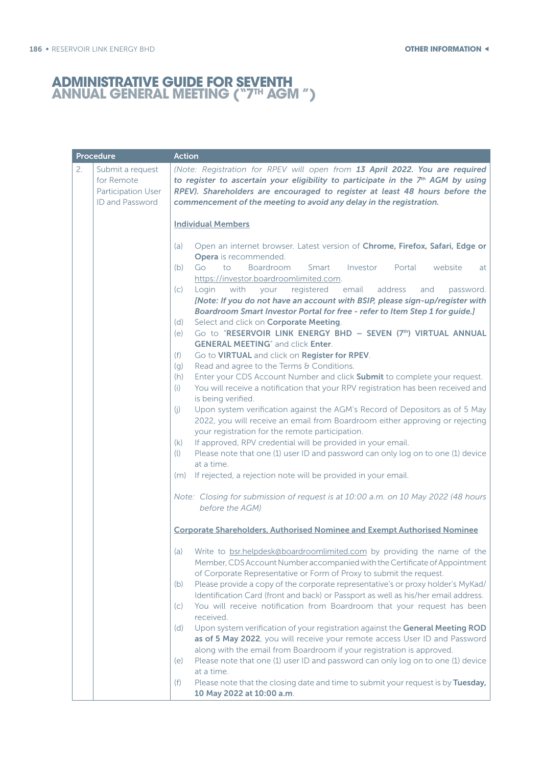# ADMINISTRATIVE GUIDE FOR SEVENTH ANNUAL GENERAL MEETING ("7TH AGM")

| Procedure | | Action |
|---|---|---|
| 2. | Submit a request for Remote Participation User ID and Password | *(Note: Registration for RPEV will open from **13 April 2022. You are required to register to ascertain your eligibility to participate in the 7th AGM by using RPEV). Shareholders are encouraged to register at least 48 hours before the commencement of the meeting to avoid any delay in the registration.*** <br><br> <u>**Individual Members**</u> <br><br> (a) Open an internet browser. Latest version of **Chrome, Firefox, Safari, Edge or Opera** is recommended. <br> (b) Go to Boardroom Smart Investor Portal website at https://investor.boardroomlimited.com. <br> (c) Login with your registered email address and password. ***[Note: If you do not have an account with BSIP, please sign-up/register with Boardroom Smart Investor Portal for free - refer to Item Step 1 for guide.]*** <br> (d) Select and click on **Corporate Meeting**. <br> (e) Go to "**RESERVOIR LINK ENERGY BHD – SEVEN (7th) VIRTUAL ANNUAL GENERAL MEETING**" and click **Enter**. <br> (f) Go to **VIRTUAL** and click on **Register for RPEV**. <br> (g) Read and agree to the Terms & Conditions. <br> (h) Enter your CDS Account Number and click **Submit** to complete your request. <br> (i) You will receive a notification that your RPV registration has been received and is being verified. <br> (j) Upon system verification against the AGM's Record of Depositors as of 5 May 2022, you will receive an email from Boardroom either approving or rejecting your registration for the remote participation. <br> (k) If approved, RPV credential will be provided in your email. <br> (l) Please note that one (1) user ID and password can only log on to one (1) device at a time. <br> (m) If rejected, a rejection note will be provided in your email. <br><br> *Note: Closing for submission of request is at 10:00 a.m. on 10 May 2022 (48 hours before the AGM)* <br><br> <u>**Corporate Shareholders, Authorised Nominee and Exempt Authorised Nominee**</u> <br><br> (a) Write to bsr.helpdesk@boardroomlimited.com by providing the name of the Member, CDS Account Number accompanied with the Certificate of Appointment of Corporate Representative or Form of Proxy to submit the request. <br> (b) Please provide a copy of the corporate representative's or proxy holder's MyKad/Identification Card (front and back) or Passport as well as his/her email address. <br> (c) You will receive notification from Boardroom that your request has been received. <br> (d) Upon system verification of your registration against the **General Meeting ROD as of 5 May 2022**, you will receive your remote access User ID and Password along with the email from Boardroom if your registration is approved. <br> (e) Please note that one (1) user ID and password can only log on to one (1) device at a time. <br> (f) Please note that the closing date and time to submit your request is by **Tuesday, 10 May 2022 at 10:00 a.m**. |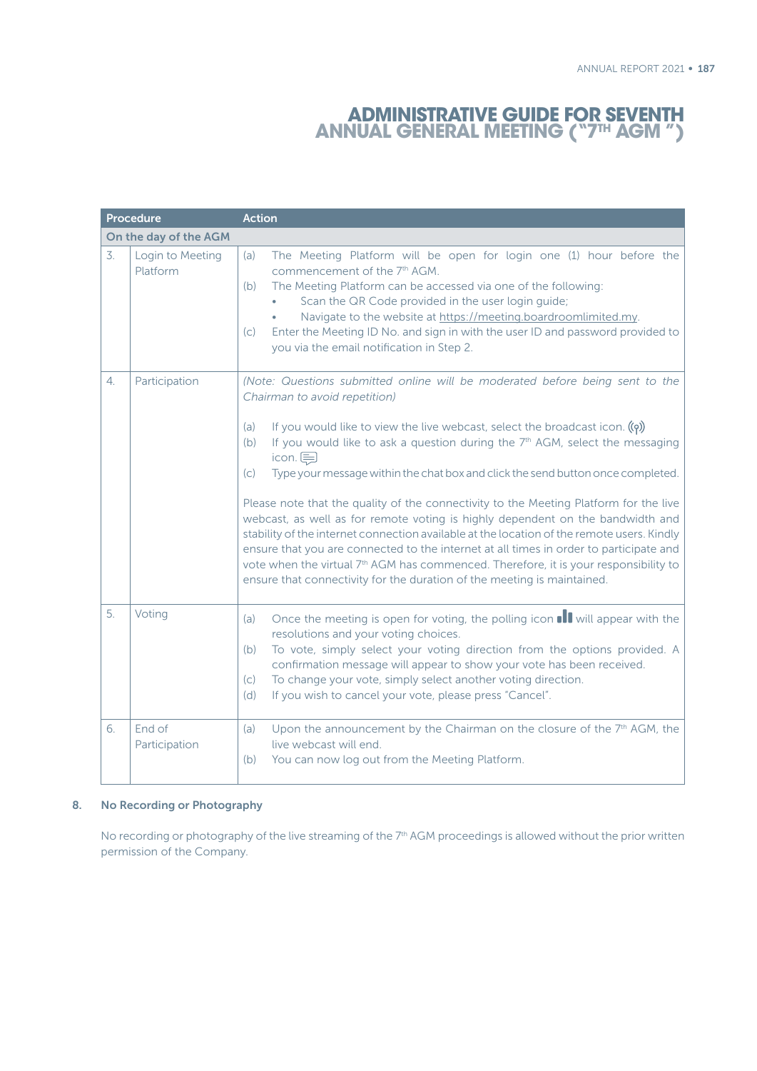# ADMINISTRATIVE GUIDE FOR SEVENTH ANNUAL GENERAL MEETING ("7TH AGM")

| Procedure | | Action |
|---|---|---|
| **On the day of the AGM** | | |
| 3. | Login to Meeting Platform | (a) The Meeting Platform will be open for login one (1) hour before the commencement of the 7th AGM.<br>(b) The Meeting Platform can be accessed via one of the following:<br>• Scan the QR Code provided in the user login guide;<br>• Navigate to the website at https://meeting.boardroomlimited.my.<br>(c) Enter the Meeting ID No. and sign in with the user ID and password provided to you via the email notification in Step 2. |
| 4. | Participation | *(Note: Questions submitted online will be moderated before being sent to the Chairman to avoid repetition)*<br><br>(a) If you would like to view the live webcast, select the broadcast icon.<br>(b) If you would like to ask a question during the 7th AGM, select the messaging icon.<br>(c) Type your message within the chat box and click the send button once completed.<br><br>Please note that the quality of the connectivity to the Meeting Platform for the live webcast, as well as for remote voting is highly dependent on the bandwidth and stability of the internet connection available at the location of the remote users. Kindly ensure that you are connected to the internet at all times in order to participate and vote when the virtual 7th AGM has commenced. Therefore, it is your responsibility to ensure that connectivity for the duration of the meeting is maintained. |
| 5. | Voting | (a) Once the meeting is open for voting, the polling icon will appear with the resolutions and your voting choices.<br>(b) To vote, simply select your voting direction from the options provided. A confirmation message will appear to show your vote has been received.<br>(c) To change your vote, simply select another voting direction.<br>(d) If you wish to cancel your vote, please press "Cancel". |
| 6. | End of Participation | (a) Upon the announcement by the Chairman on the closure of the 7th AGM, the live webcast will end.<br>(b) You can now log out from the Meeting Platform. |

## 8. No Recording or Photography

No recording or photography of the live streaming of the 7th AGM proceedings is allowed without the prior written permission of the Company.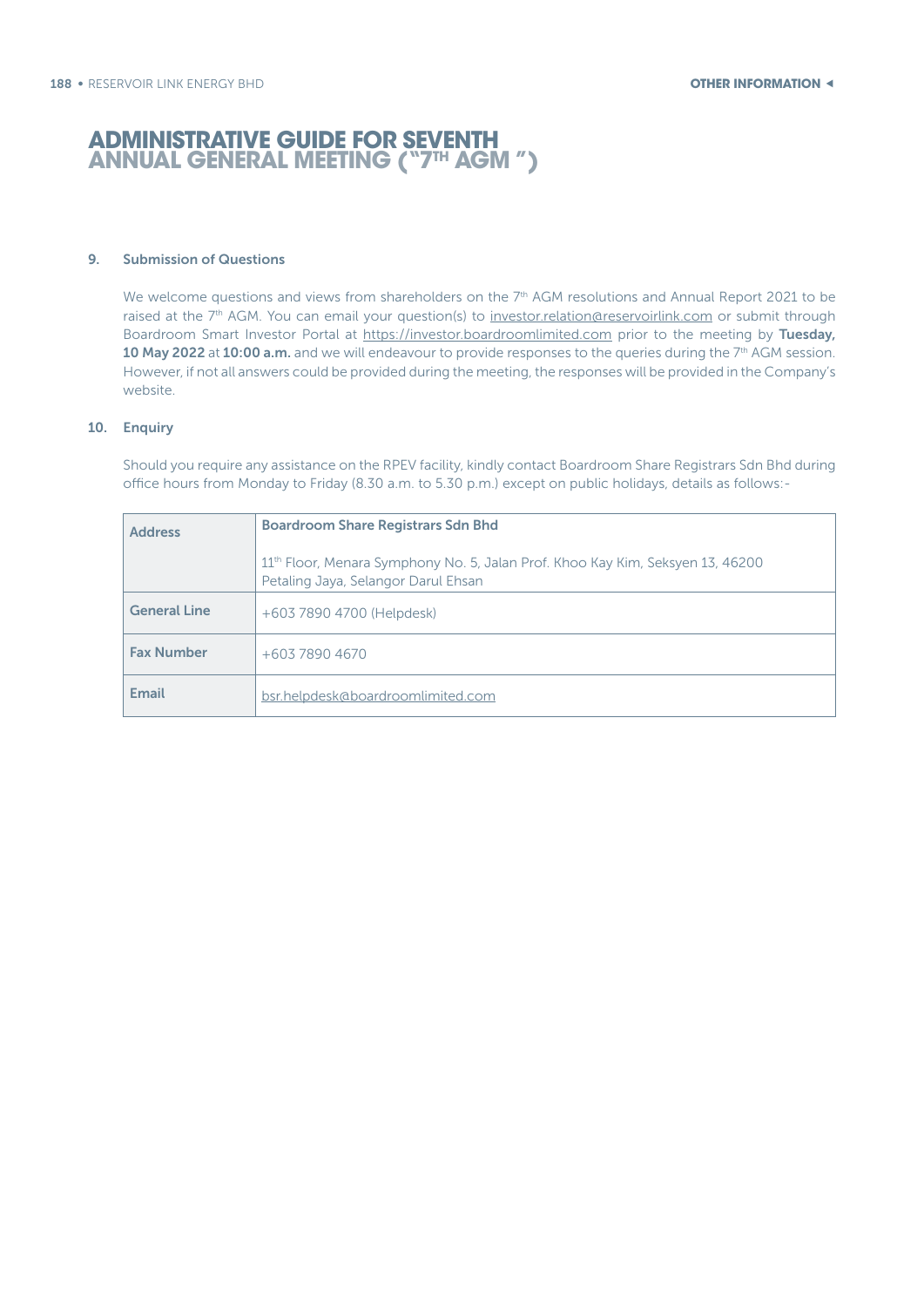# ADMINISTRATIVE GUIDE FOR SEVENTH ANNUAL GENERAL MEETING ("7TH AGM")

## 9. Submission of Questions

We welcome questions and views from shareholders on the 7th AGM resolutions and Annual Report 2021 to be raised at the 7th AGM. You can email your question(s) to investor.relation@reservoirlink.com or submit through Boardroom Smart Investor Portal at https://investor.boardroomlimited.com prior to the meeting by **Tuesday, 10 May 2022** at **10:00 a.m.** and we will endeavour to provide responses to the queries during the 7th AGM session. However, if not all answers could be provided during the meeting, the responses will be provided in the Company's website.

## 10. Enquiry

Should you require any assistance on the RPEV facility, kindly contact Boardroom Share Registrars Sdn Bhd during office hours from Monday to Friday (8.30 a.m. to 5.30 p.m.) except on public holidays, details as follows:-

| | |
|---|---|
| **Address** | **Boardroom Share Registrars Sdn Bhd**<br><br>11th Floor, Menara Symphony No. 5, Jalan Prof. Khoo Kay Kim, Seksyen 13, 46200 Petaling Jaya, Selangor Darul Ehsan |
| **General Line** | +603 7890 4700 (Helpdesk) |
| **Fax Number** | +603 7890 4670 |
| **Email** | bsr.helpdesk@boardroomlimited.com |